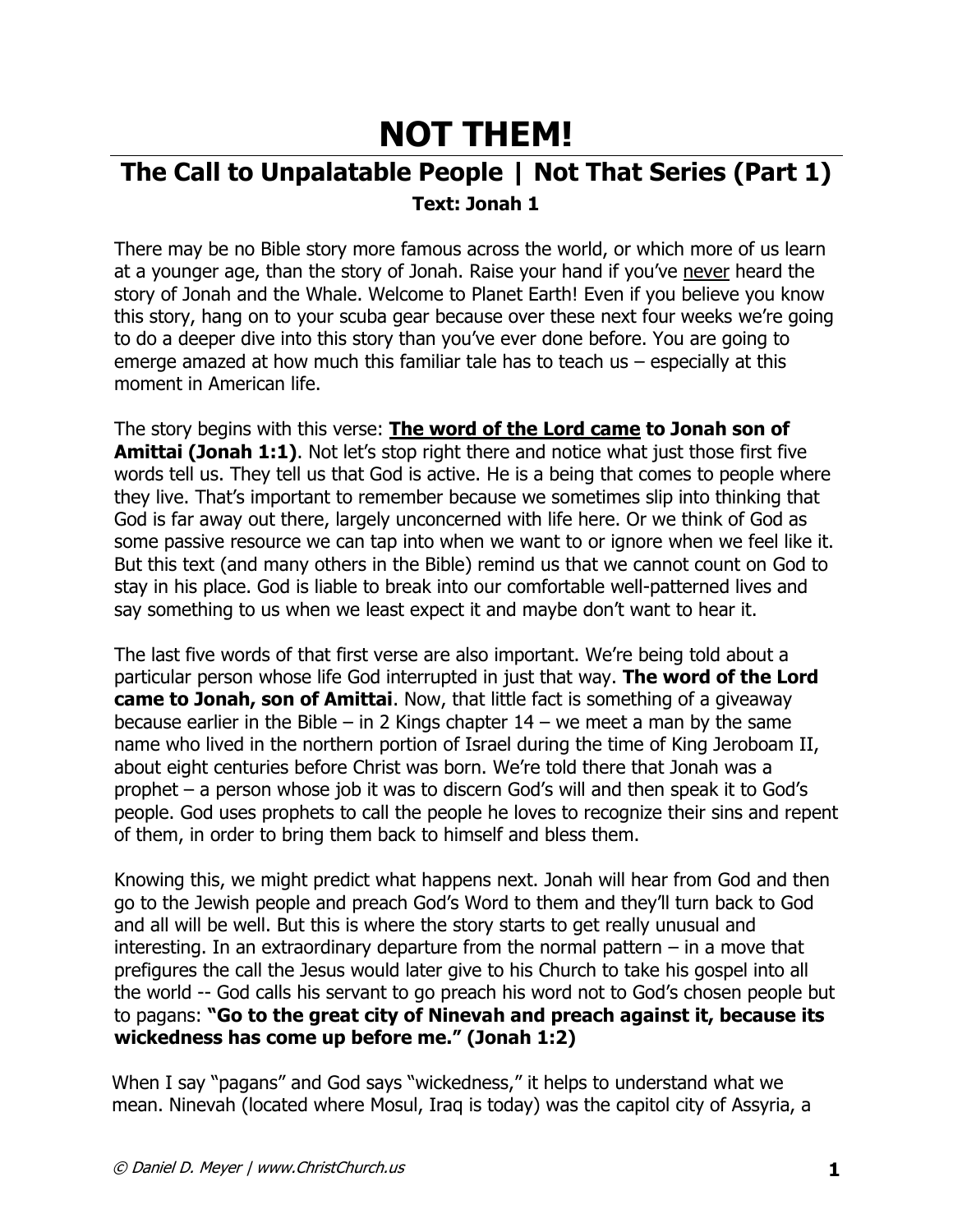# NOT THEM!

## The Call to Unpalatable People | Not That Series (Part 1)

**Text: Jonah 1**

There may be no Bible story more famous across the world, or which more of us learn at a younger age, than the story of Jonah. Raise your hand if you've <u>never</u> heard the story of Jonah and the Whale. Welcome to Planet Earth! Even if you believe you know this story, hang on to your scuba gear because over these next four weeks we're going to do a deeper dive into this story than you've ever done before. You are going to emerge amazed at how much this familiar tale has to teach us – especially at this moment in American life.

The story begins with this verse: **<u>The word of the Lord came</u> to Jonah son of Amittai (Jonah 1:1)**. Not let's stop right there and notice what just those first five words tell us. They tell us that God is active. He is a being that comes to people where they live. That's important to remember because we sometimes slip into thinking that God is far away out there, largely unconcerned with life here. Or we think of God as some passive resource we can tap into when we want to or ignore when we feel like it. But this text (and many others in the Bible) remind us that we cannot count on God to stay in his place. God is liable to break into our comfortable well-patterned lives and say something to us when we least expect it and maybe don't want to hear it.

The last five words of that first verse are also important. We're being told about a particular person whose life God interrupted in just that way. **The word of the Lord came to Jonah, son of Amittai**. Now, that little fact is something of a giveaway because earlier in the Bible – in 2 Kings chapter 14 – we meet a man by the same name who lived in the northern portion of Israel during the time of King Jeroboam II, about eight centuries before Christ was born. We're told there that Jonah was a prophet – a person whose job it was to discern God's will and then speak it to God's people. God uses prophets to call the people he loves to recognize their sins and repent of them, in order to bring them back to himself and bless them.

Knowing this, we might predict what happens next. Jonah will hear from God and then go to the Jewish people and preach God's Word to them and they'll turn back to God and all will be well. But this is where the story starts to get really unusual and interesting. In an extraordinary departure from the normal pattern – in a move that prefigures the call the Jesus would later give to his Church to take his gospel into all the world -- God calls his servant to go preach his word not to God's chosen people but to pagans: **"Go to the great city of Nineveh and preach against it, because its wickedness has come up before me." (Jonah 1:2)**

When I say "pagans" and God says "wickedness," it helps to understand what we mean. Nineveh (located where Mosul, Iraq is today) was the capitol city of Assyria, a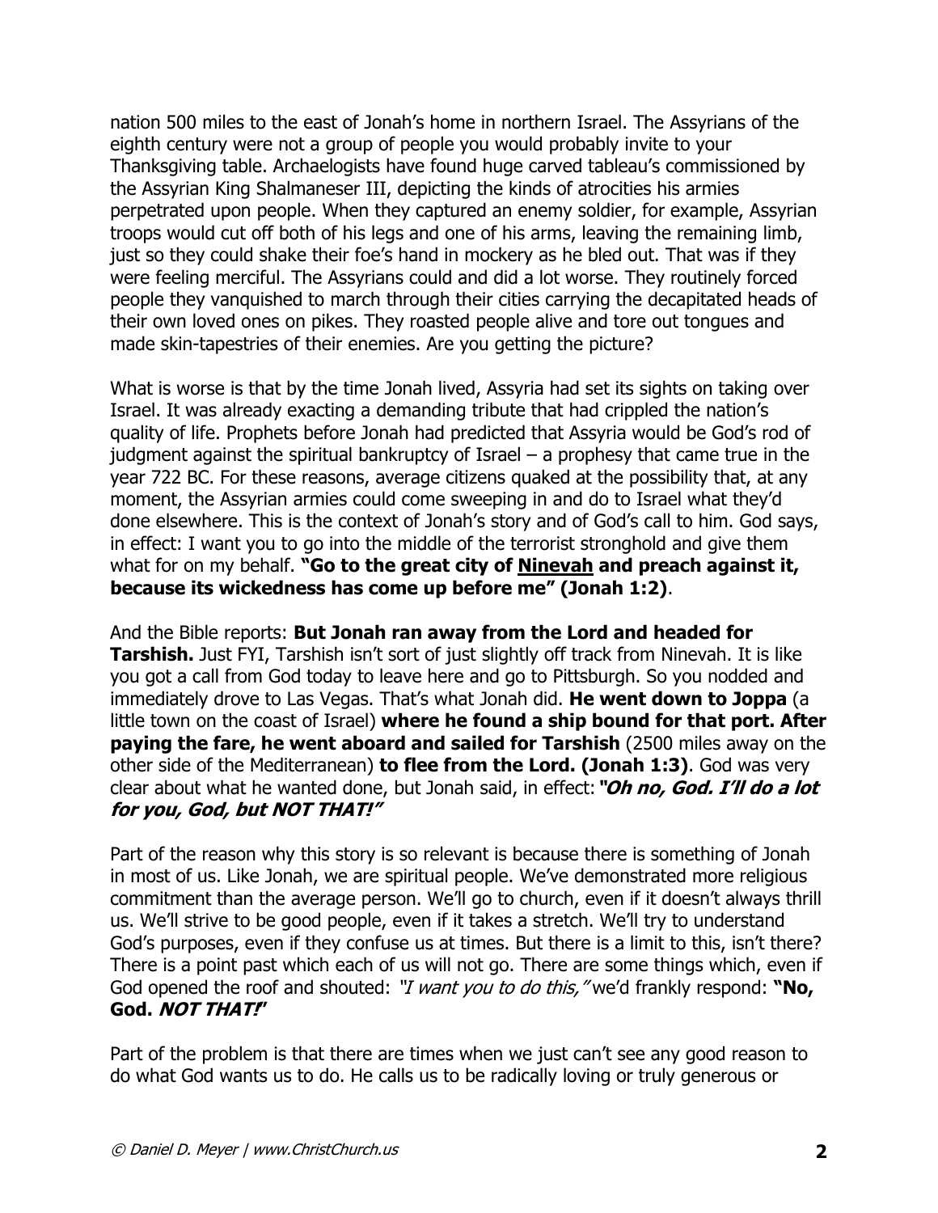nation 500 miles to the east of Jonah's home in northern Israel. The Assyrians of the eighth century were not a group of people you would probably invite to your Thanksgiving table. Archaelogists have found huge carved tableau's commissioned by the Assyrian King Shalmaneser III, depicting the kinds of atrocities his armies perpetrated upon people. When they captured an enemy soldier, for example, Assyrian troops would cut off both of his legs and one of his arms, leaving the remaining limb, just so they could shake their foe's hand in mockery as he bled out. That was if they were feeling merciful. The Assyrians could and did a lot worse. They routinely forced people they vanquished to march through their cities carrying the decapitated heads of their own loved ones on pikes. They roasted people alive and tore out tongues and made skin-tapestries of their enemies. Are you getting the picture?

What is worse is that by the time Jonah lived, Assyria had set its sights on taking over Israel. It was already exacting a demanding tribute that had crippled the nation's quality of life. Prophets before Jonah had predicted that Assyria would be God's rod of judgment against the spiritual bankruptcy of Israel – a prophesy that came true in the year 722 BC. For these reasons, average citizens quaked at the possibility that, at any moment, the Assyrian armies could come sweeping in and do to Israel what they'd done elsewhere. This is the context of Jonah's story and of God's call to him. God says, in effect: I want you to go into the middle of the terrorist stronghold and give them what for on my behalf. **"Go to the great city of <u>Ninevah</u> and preach against it, because its wickedness has come up before me" (Jonah 1:2)**.

And the Bible reports: **But Jonah ran away from the Lord and headed for Tarshish.** Just FYI, Tarshish isn't sort of just slightly off track from Ninevah. It is like you got a call from God today to leave here and go to Pittsburgh. So you nodded and immediately drove to Las Vegas. That's what Jonah did. **He went down to Joppa** (a little town on the coast of Israel) **where he found a ship bound for that port. After paying the fare, he went aboard and sailed for Tarshish** (2500 miles away on the other side of the Mediterranean) **to flee from the Lord. (Jonah 1:3)**. God was very clear about what he wanted done, but Jonah said, in effect: ***"Oh no, God. I'll do a lot for you, God, but NOT THAT!"***

Part of the reason why this story is so relevant is because there is something of Jonah in most of us. Like Jonah, we are spiritual people. We've demonstrated more religious commitment than the average person. We'll go to church, even if it doesn't always thrill us. We'll strive to be good people, even if it takes a stretch. We'll try to understand God's purposes, even if they confuse us at times. But there is a limit to this, isn't there? There is a point past which each of us will not go. There are some things which, even if God opened the roof and shouted: *"I want you to do this,"* we'd frankly respond: **"No, God. *NOT THAT!*"**

Part of the problem is that there are times when we just can't see any good reason to do what God wants us to do. He calls us to be radically loving or truly generous or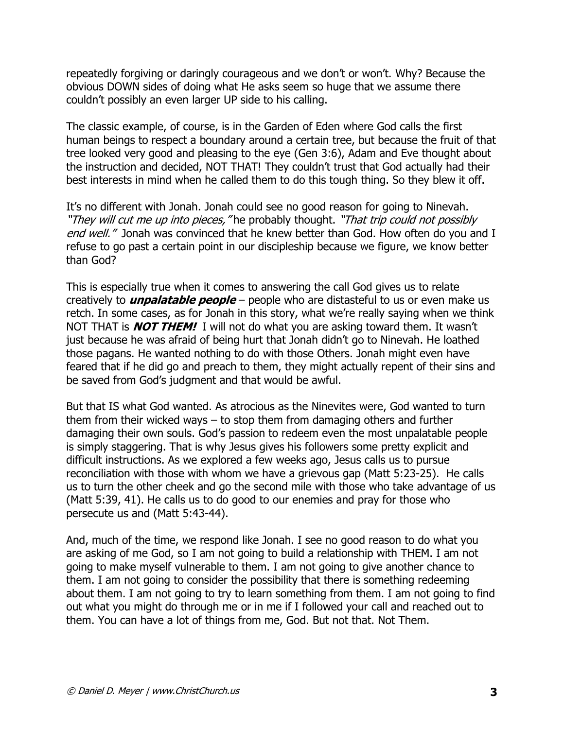repeatedly forgiving or daringly courageous and we don't or won't. Why? Because the obvious DOWN sides of doing what He asks seem so huge that we assume there couldn't possibly an even larger UP side to his calling.

The classic example, of course, is in the Garden of Eden where God calls the first human beings to respect a boundary around a certain tree, but because the fruit of that tree looked very good and pleasing to the eye (Gen 3:6), Adam and Eve thought about the instruction and decided, NOT THAT! They couldn't trust that God actually had their best interests in mind when he called them to do this tough thing. So they blew it off.

It's no different with Jonah. Jonah could see no good reason for going to Nineveh. *"They will cut me up into pieces,"* he probably thought. *"That trip could not possibly end well."* Jonah was convinced that he knew better than God. How often do you and I refuse to go past a certain point in our discipleship because we figure, we know better than God?

This is especially true when it comes to answering the call God gives us to relate creatively to ***unpalatable people*** – people who are distasteful to us or even make us retch. In some cases, as for Jonah in this story, what we're really saying when we think NOT THAT is ***NOT THEM!*** I will not do what you are asking toward them. It wasn't just because he was afraid of being hurt that Jonah didn't go to Nineveh. He loathed those pagans. He wanted nothing to do with those Others. Jonah might even have feared that if he did go and preach to them, they might actually repent of their sins and be saved from God's judgment and that would be awful.

But that IS what God wanted. As atrocious as the Ninevites were, God wanted to turn them from their wicked ways – to stop them from damaging others and further damaging their own souls. God's passion to redeem even the most unpalatable people is simply staggering. That is why Jesus gives his followers some pretty explicit and difficult instructions. As we explored a few weeks ago, Jesus calls us to pursue reconciliation with those with whom we have a grievous gap (Matt 5:23-25). He calls us to turn the other cheek and go the second mile with those who take advantage of us (Matt 5:39, 41). He calls us to do good to our enemies and pray for those who persecute us and (Matt 5:43-44).

And, much of the time, we respond like Jonah. I see no good reason to do what you are asking of me God, so I am not going to build a relationship with THEM. I am not going to make myself vulnerable to them. I am not going to give another chance to them. I am not going to consider the possibility that there is something redeeming about them. I am not going to try to learn something from them. I am not going to find out what you might do through me or in me if I followed your call and reached out to them. You can have a lot of things from me, God. But not that. Not Them.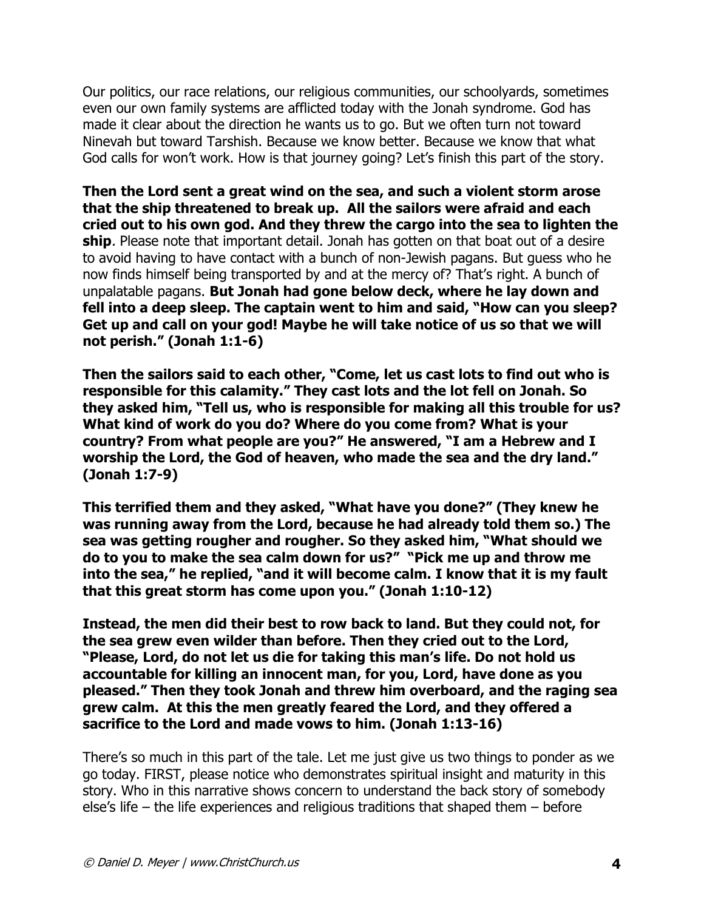Our politics, our race relations, our religious communities, our schoolyards, sometimes even our own family systems are afflicted today with the Jonah syndrome. God has made it clear about the direction he wants us to go. But we often turn not toward Ninevah but toward Tarshish. Because we know better. Because we know that what God calls for won't work. How is that journey going? Let's finish this part of the story.

**Then the Lord sent a great wind on the sea, and such a violent storm arose that the ship threatened to break up. All the sailors were afraid and each cried out to his own god. And they threw the cargo into the sea to lighten the ship***.* Please note that important detail. Jonah has gotten on that boat out of a desire to avoid having to have contact with a bunch of non-Jewish pagans. But guess who he now finds himself being transported by and at the mercy of? That's right. A bunch of unpalatable pagans. **But Jonah had gone below deck, where he lay down and fell into a deep sleep. The captain went to him and said, "How can you sleep? Get up and call on your god! Maybe he will take notice of us so that we will not perish." (Jonah 1:1-6)**

**Then the sailors said to each other, "Come, let us cast lots to find out who is responsible for this calamity." They cast lots and the lot fell on Jonah. So they asked him, "Tell us, who is responsible for making all this trouble for us? What kind of work do you do? Where do you come from? What is your country? From what people are you?" He answered, "I am a Hebrew and I worship the Lord, the God of heaven, who made the sea and the dry land." (Jonah 1:7-9)**

**This terrified them and they asked, "What have you done?" (They knew he was running away from the Lord, because he had already told them so.) The sea was getting rougher and rougher. So they asked him, "What should we do to you to make the sea calm down for us?" "Pick me up and throw me into the sea," he replied, "and it will become calm. I know that it is my fault that this great storm has come upon you." (Jonah 1:10-12)**

**Instead, the men did their best to row back to land. But they could not, for the sea grew even wilder than before. Then they cried out to the Lord, "Please, Lord, do not let us die for taking this man's life. Do not hold us accountable for killing an innocent man, for you, Lord, have done as you pleased." Then they took Jonah and threw him overboard, and the raging sea grew calm. At this the men greatly feared the Lord, and they offered a sacrifice to the Lord and made vows to him. (Jonah 1:13-16)**

There's so much in this part of the tale. Let me just give us two things to ponder as we go today. FIRST, please notice who demonstrates spiritual insight and maturity in this story. Who in this narrative shows concern to understand the back story of somebody else's life – the life experiences and religious traditions that shaped them – before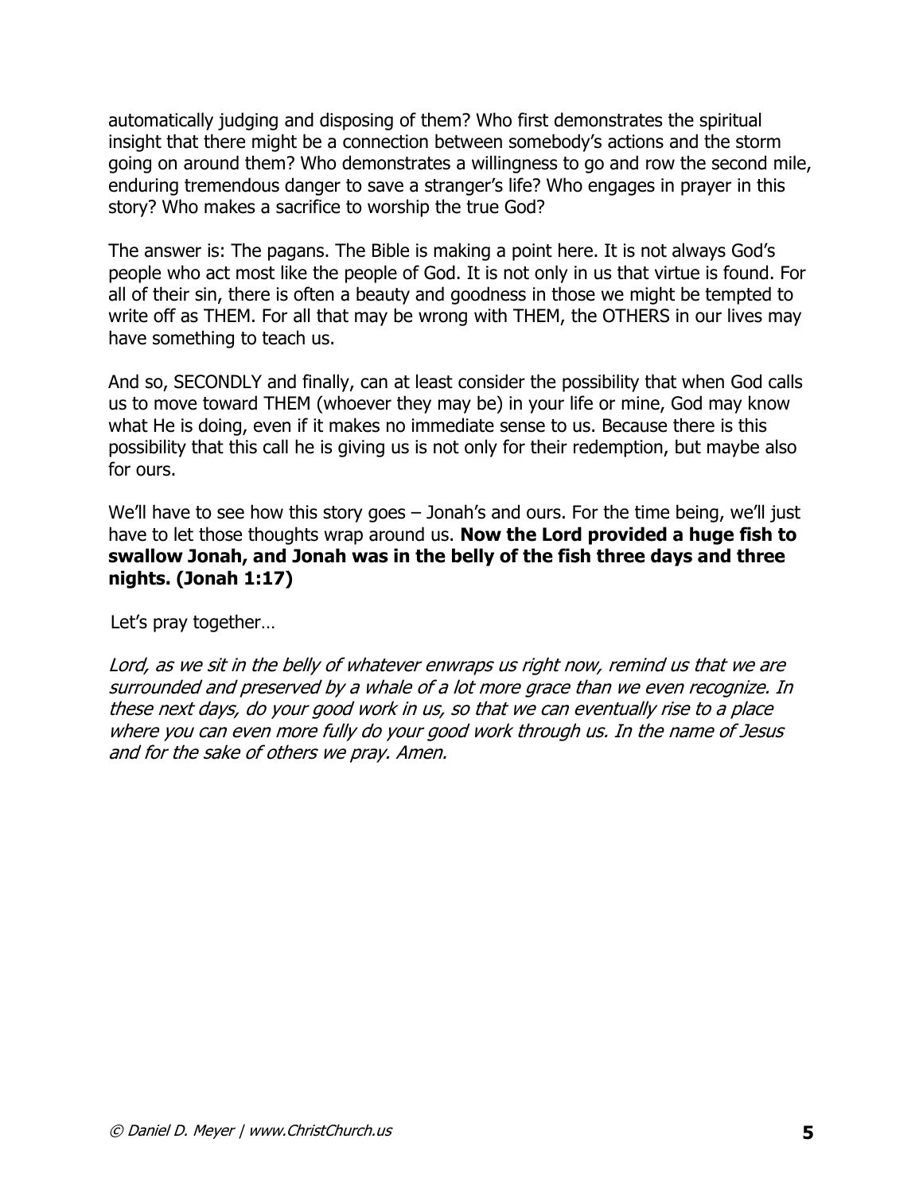automatically judging and disposing of them? Who first demonstrates the spiritual insight that there might be a connection between somebody's actions and the storm going on around them? Who demonstrates a willingness to go and row the second mile, enduring tremendous danger to save a stranger's life? Who engages in prayer in this story? Who makes a sacrifice to worship the true God?

The answer is: The pagans. The Bible is making a point here. It is not always God's people who act most like the people of God. It is not only in us that virtue is found. For all of their sin, there is often a beauty and goodness in those we might be tempted to write off as THEM. For all that may be wrong with THEM, the OTHERS in our lives may have something to teach us.

And so, SECONDLY and finally, can at least consider the possibility that when God calls us to move toward THEM (whoever they may be) in your life or mine, God may know what He is doing, even if it makes no immediate sense to us. Because there is this possibility that this call he is giving us is not only for their redemption, but maybe also for ours.

We'll have to see how this story goes – Jonah's and ours. For the time being, we'll just have to let those thoughts wrap around us. **Now the Lord provided a huge fish to swallow Jonah, and Jonah was in the belly of the fish three days and three nights. (Jonah 1:17)**

Let's pray together…

*Lord, as we sit in the belly of whatever enwraps us right now, remind us that we are surrounded and preserved by a whale of a lot more grace than we even recognize. In these next days, do your good work in us, so that we can eventually rise to a place where you can even more fully do your good work through us. In the name of Jesus and for the sake of others we pray. Amen.*

*© Daniel D. Meyer | www.ChristChurch.us*